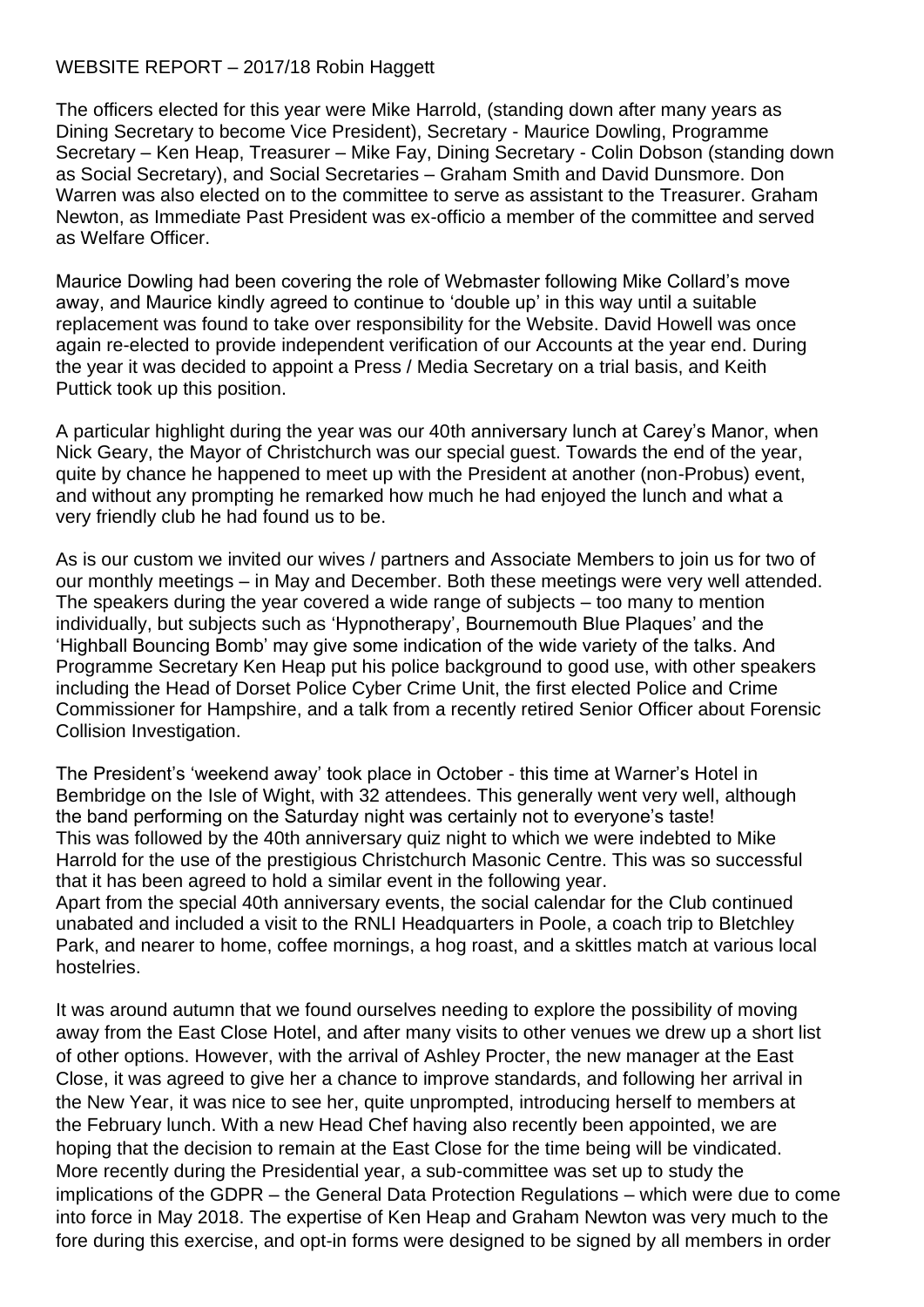WEBSITE REPORT – 2017/18 Robin Haggett

The officers elected for this year were Mike Harrold, (standing down after many years as Dining Secretary to become Vice President), Secretary - Maurice Dowling, Programme Secretary – Ken Heap, Treasurer – Mike Fay, Dining Secretary - Colin Dobson (standing down as Social Secretary), and Social Secretaries – Graham Smith and David Dunsmore. Don Warren was also elected on to the committee to serve as assistant to the Treasurer. Graham Newton, as Immediate Past President was ex-officio a member of the committee and served as Welfare Officer.

Maurice Dowling had been covering the role of Webmaster following Mike Collard's move away, and Maurice kindly agreed to continue to 'double up' in this way until a suitable replacement was found to take over responsibility for the Website. David Howell was once again re-elected to provide independent verification of our Accounts at the year end. During the year it was decided to appoint a Press / Media Secretary on a trial basis, and Keith Puttick took up this position.

A particular highlight during the year was our 40th anniversary lunch at Carey's Manor, when Nick Geary, the Mayor of Christchurch was our special guest. Towards the end of the year, quite by chance he happened to meet up with the President at another (non-Probus) event, and without any prompting he remarked how much he had enjoyed the lunch and what a very friendly club he had found us to be.

As is our custom we invited our wives / partners and Associate Members to join us for two of our monthly meetings – in May and December. Both these meetings were very well attended. The speakers during the year covered a wide range of subjects – too many to mention individually, but subjects such as 'Hypnotherapy', Bournemouth Blue Plaques' and the 'Highball Bouncing Bomb' may give some indication of the wide variety of the talks. And Programme Secretary Ken Heap put his police background to good use, with other speakers including the Head of Dorset Police Cyber Crime Unit, the first elected Police and Crime Commissioner for Hampshire, and a talk from a recently retired Senior Officer about Forensic Collision Investigation.

The President's 'weekend away' took place in October - this time at Warner's Hotel in Bembridge on the Isle of Wight, with 32 attendees. This generally went very well, although the band performing on the Saturday night was certainly not to everyone's taste!
This was followed by the 40th anniversary quiz night to which we were indebted to Mike Harrold for the use of the prestigious Christchurch Masonic Centre. This was so successful that it has been agreed to hold a similar event in the following year.
Apart from the special 40th anniversary events, the social calendar for the Club continued unabated and included a visit to the RNLI Headquarters in Poole, a coach trip to Bletchley Park, and nearer to home, coffee mornings, a hog roast, and a skittles match at various local hostelries.

It was around autumn that we found ourselves needing to explore the possibility of moving away from the East Close Hotel, and after many visits to other venues we drew up a short list of other options. However, with the arrival of Ashley Procter, the new manager at the East Close, it was agreed to give her a chance to improve standards, and following her arrival in the New Year, it was nice to see her, quite unprompted, introducing herself to members at the February lunch. With a new Head Chef having also recently been appointed, we are hoping that the decision to remain at the East Close for the time being will be vindicated.
More recently during the Presidential year, a sub-committee was set up to study the implications of the GDPR – the General Data Protection Regulations – which were due to come into force in May 2018. The expertise of Ken Heap and Graham Newton was very much to the fore during this exercise, and opt-in forms were designed to be signed by all members in order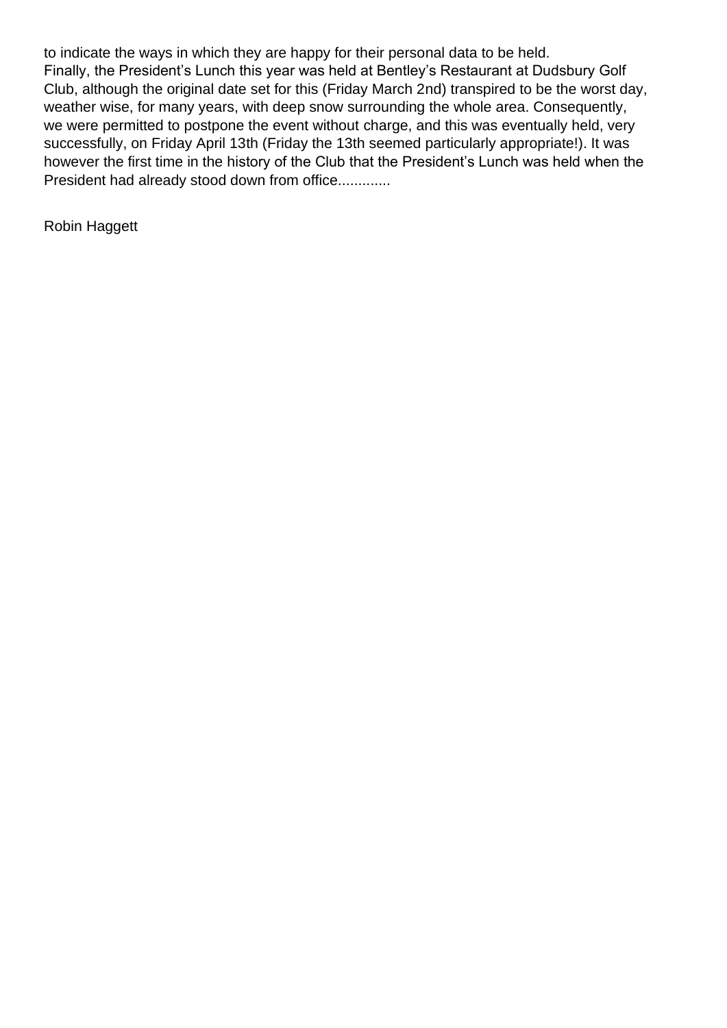to indicate the ways in which they are happy for their personal data to be held.

Finally, the President's Lunch this year was held at Bentley's Restaurant at Dudsbury Golf Club, although the original date set for this (Friday March 2nd) transpired to be the worst day, weather wise, for many years, with deep snow surrounding the whole area. Consequently, we were permitted to postpone the event without charge, and this was eventually held, very successfully, on Friday April 13th (Friday the 13th seemed particularly appropriate!). It was however the first time in the history of the Club that the President's Lunch was held when the President had already stood down from office.............

Robin Haggett